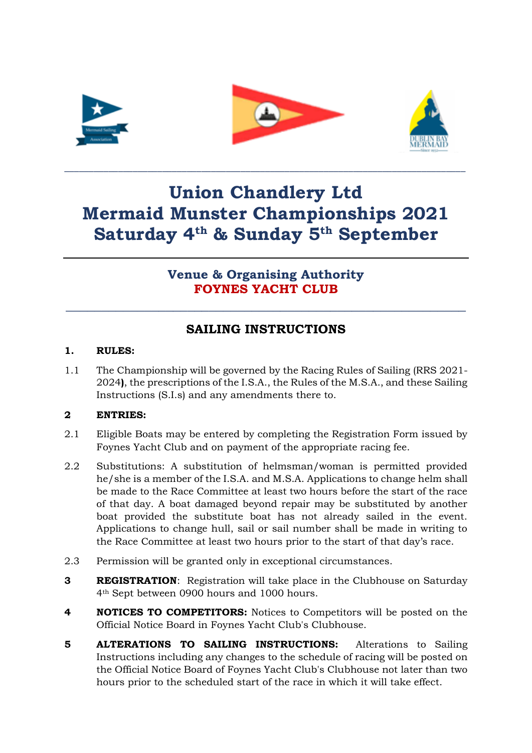# Union Chandlery Ltd
# Mermaid Munster Championships 2021
# Saturday 4th & Sunday 5th September

## Venue & Organising Authority
## FOYNES YACHT CLUB

## SAILING INSTRUCTIONS

**1. RULES:**

1.1 The Championship will be governed by the Racing Rules of Sailing (RRS 2021-2024**)**, the prescriptions of the I.S.A., the Rules of the M.S.A., and these Sailing Instructions (S.I.s) and any amendments there to.

**2 ENTRIES:**

2.1 Eligible Boats may be entered by completing the Registration Form issued by Foynes Yacht Club and on payment of the appropriate racing fee.

2.2 Substitutions: A substitution of helmsman/woman is permitted provided he/she is a member of the I.S.A. and M.S.A. Applications to change helm shall be made to the Race Committee at least two hours before the start of the race of that day. A boat damaged beyond repair may be substituted by another boat provided the substitute boat has not already sailed in the event. Applications to change hull, sail or sail number shall be made in writing to the Race Committee at least two hours prior to the start of that day's race.

2.3 Permission will be granted only in exceptional circumstances.

**3 REGISTRATION**: Registration will take place in the Clubhouse on Saturday 4th Sept between 0900 hours and 1000 hours.

**4 NOTICES TO COMPETITORS:** Notices to Competitors will be posted on the Official Notice Board in Foynes Yacht Club's Clubhouse.

**5 ALTERATIONS TO SAILING INSTRUCTIONS:** Alterations to Sailing Instructions including any changes to the schedule of racing will be posted on the Official Notice Board of Foynes Yacht Club's Clubhouse not later than two hours prior to the scheduled start of the race in which it will take effect.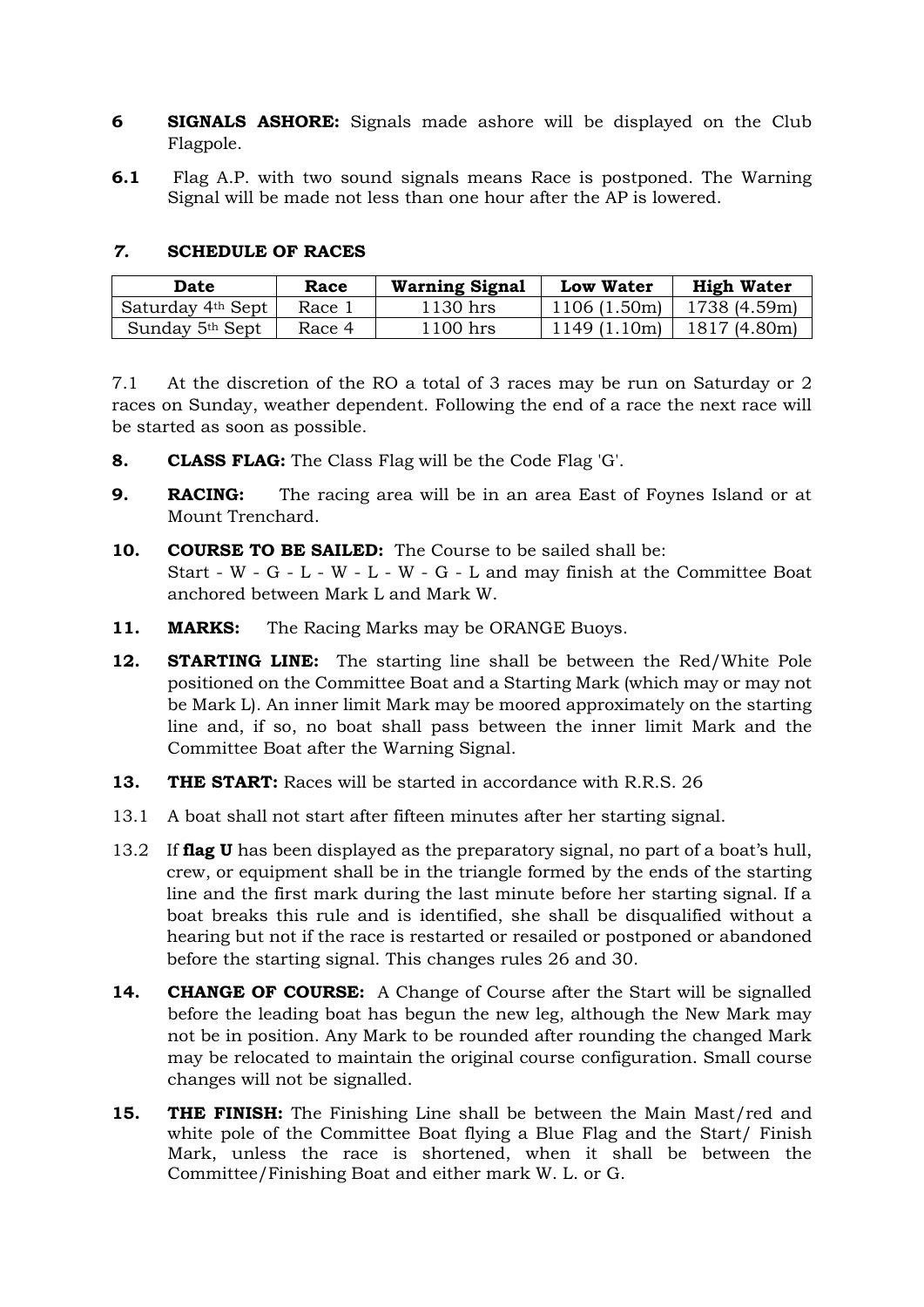**6** **SIGNALS ASHORE:** Signals made ashore will be displayed on the Club Flagpole.

**6.1** Flag A.P. with two sound signals means Race is postponed. The Warning Signal will be made not less than one hour after the AP is lowered.

***7.*** **SCHEDULE OF RACES**

| Date | Race | Warning Signal | Low Water | High Water |
|---|---|---|---|---|
| Saturday 4th Sept | Race 1 | 1130 hrs | 1106 (1.50m) | 1738 (4.59m) |
| Sunday 5th Sept | Race 4 | 1100 hrs | 1149 (1.10m) | 1817 (4.80m) |

7.1 At the discretion of the RO a total of 3 races may be run on Saturday or 2 races on Sunday, weather dependent. Following the end of a race the next race will be started as soon as possible.

**8.** **CLASS FLAG:** The Class Flag will be the Code Flag 'G'.

**9.** **RACING:** The racing area will be in an area East of Foynes Island or at Mount Trenchard.

**10.** **COURSE TO BE SAILED:** The Course to be sailed shall be:
Start - W - G - L - W - L - W - G - L and may finish at the Committee Boat anchored between Mark L and Mark W.

**11.** **MARKS:** The Racing Marks may be ORANGE Buoys.

**12.** **STARTING LINE:** The starting line shall be between the Red/White Pole positioned on the Committee Boat and a Starting Mark (which may or may not be Mark L). An inner limit Mark may be moored approximately on the starting line and, if so, no boat shall pass between the inner limit Mark and the Committee Boat after the Warning Signal.

**13.** **THE START:** Races will be started in accordance with R.R.S. 26

13.1 A boat shall not start after fifteen minutes after her starting signal.

13.2 If **flag U** has been displayed as the preparatory signal, no part of a boat's hull, crew, or equipment shall be in the triangle formed by the ends of the starting line and the first mark during the last minute before her starting signal. If a boat breaks this rule and is identified, she shall be disqualified without a hearing but not if the race is restarted or resailed or postponed or abandoned before the starting signal. This changes rules 26 and 30.

**14.** **CHANGE OF COURSE:** A Change of Course after the Start will be signalled before the leading boat has begun the new leg, although the New Mark may not be in position. Any Mark to be rounded after rounding the changed Mark may be relocated to maintain the original course configuration. Small course changes will not be signalled.

**15.** **THE FINISH:** The Finishing Line shall be between the Main Mast/red and white pole of the Committee Boat flying a Blue Flag and the Start/ Finish Mark, unless the race is shortened, when it shall be between the Committee/Finishing Boat and either mark W. L. or G.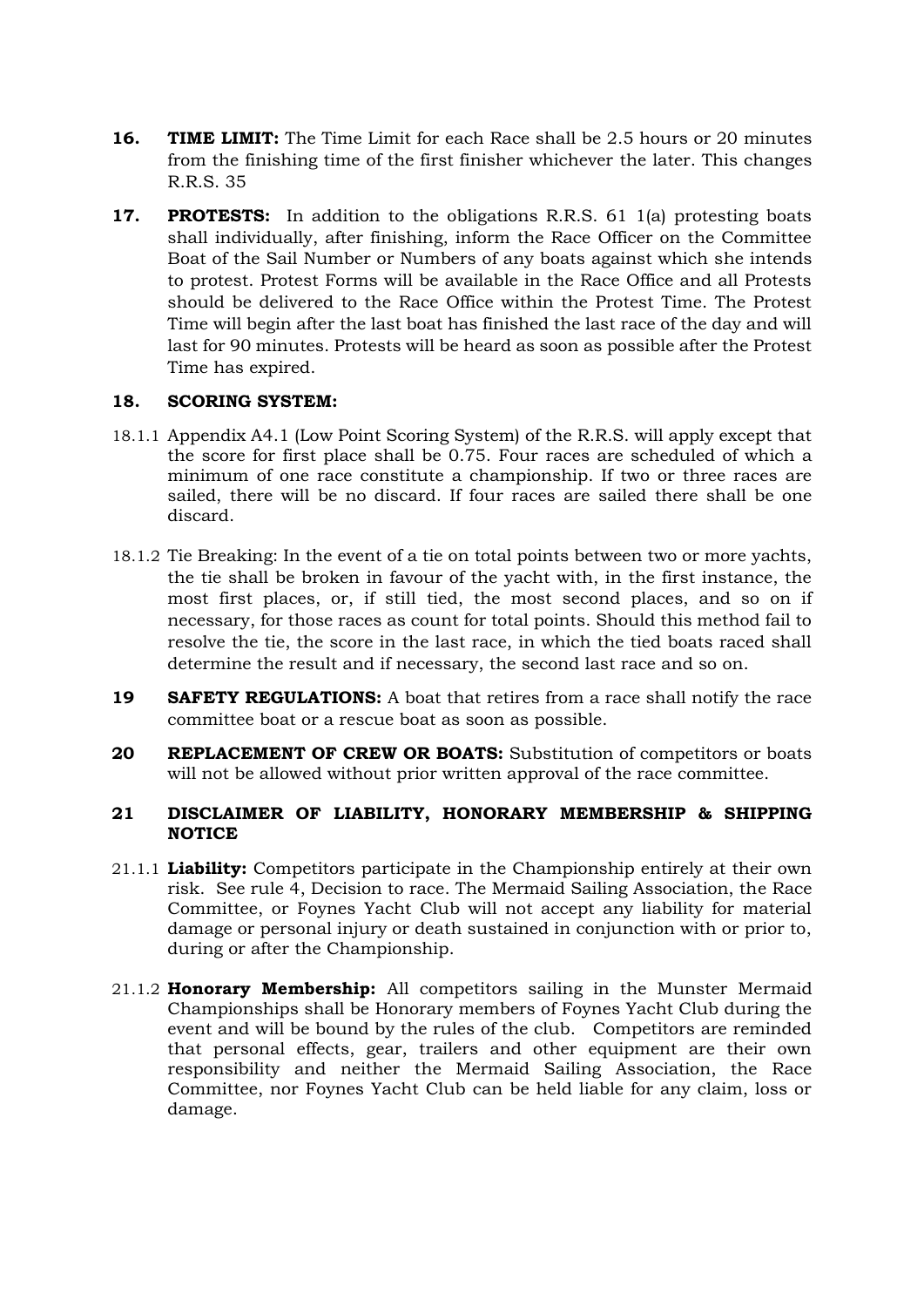**16.** **TIME LIMIT:** The Time Limit for each Race shall be 2.5 hours or 20 minutes from the finishing time of the first finisher whichever the later. This changes R.R.S. 35

**17.** **PROTESTS:** In addition to the obligations R.R.S. 61 1(a) protesting boats shall individually, after finishing, inform the Race Officer on the Committee Boat of the Sail Number or Numbers of any boats against which she intends to protest. Protest Forms will be available in the Race Office and all Protests should be delivered to the Race Office within the Protest Time. The Protest Time will begin after the last boat has finished the last race of the day and will last for 90 minutes. Protests will be heard as soon as possible after the Protest Time has expired.

**18.** **SCORING SYSTEM:**

18.1.1 Appendix A4.1 (Low Point Scoring System) of the R.R.S. will apply except that the score for first place shall be 0.75. Four races are scheduled of which a minimum of one race constitute a championship. If two or three races are sailed, there will be no discard. If four races are sailed there shall be one discard.

18.1.2 Tie Breaking: In the event of a tie on total points between two or more yachts, the tie shall be broken in favour of the yacht with, in the first instance, the most first places, or, if still tied, the most second places, and so on if necessary, for those races as count for total points. Should this method fail to resolve the tie, the score in the last race, in which the tied boats raced shall determine the result and if necessary, the second last race and so on.

**19** **SAFETY REGULATIONS:** A boat that retires from a race shall notify the race committee boat or a rescue boat as soon as possible.

**20** **REPLACEMENT OF CREW OR BOATS:** Substitution of competitors or boats will not be allowed without prior written approval of the race committee.

**21** **DISCLAIMER OF LIABILITY, HONORARY MEMBERSHIP & SHIPPING NOTICE**

21.1.1 **Liability:** Competitors participate in the Championship entirely at their own risk. See rule 4, Decision to race. The Mermaid Sailing Association, the Race Committee, or Foynes Yacht Club will not accept any liability for material damage or personal injury or death sustained in conjunction with or prior to, during or after the Championship.

21.1.2 **Honorary Membership:** All competitors sailing in the Munster Mermaid Championships shall be Honorary members of Foynes Yacht Club during the event and will be bound by the rules of the club. Competitors are reminded that personal effects, gear, trailers and other equipment are their own responsibility and neither the Mermaid Sailing Association, the Race Committee, nor Foynes Yacht Club can be held liable for any claim, loss or damage.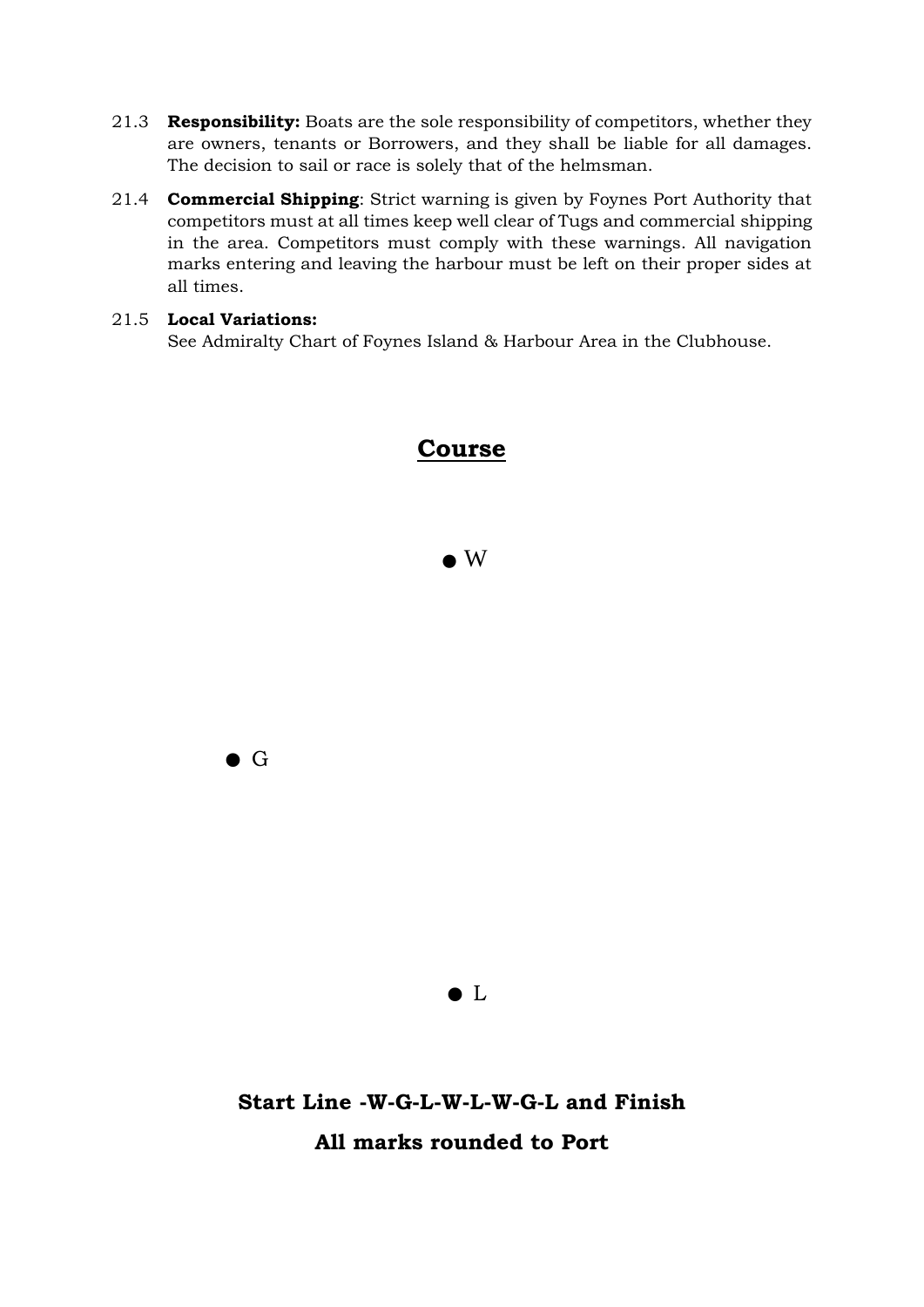21.3 **Responsibility:** Boats are the sole responsibility of competitors, whether they are owners, tenants or Borrowers, and they shall be liable for all damages. The decision to sail or race is solely that of the helmsman.

21.4 **Commercial Shipping**: Strict warning is given by Foynes Port Authority that competitors must at all times keep well clear of Tugs and commercial shipping in the area. Competitors must comply with these warnings. All navigation marks entering and leaving the harbour must be left on their proper sides at all times.

21.5 **Local Variations:**
See Admiralty Chart of Foynes Island & Harbour Area in the Clubhouse.

## Course

● W

● G

● L

**Start Line -W-G-L-W-L-W-G-L and Finish**

**All marks rounded to Port**